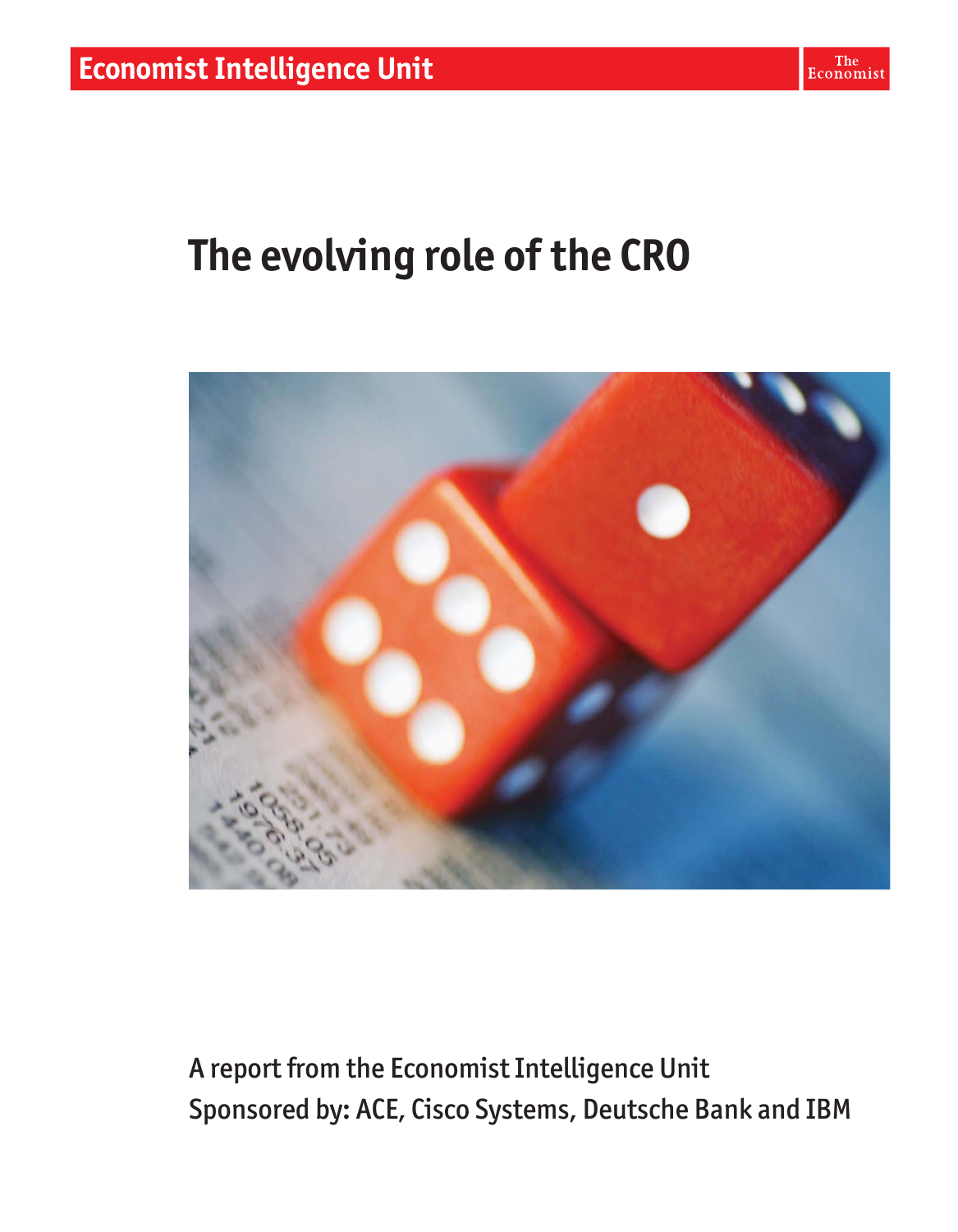Economist Intelligence Unit

The Economist

# The evolving role of the CRO

A report from the Economist Intelligence Unit
Sponsored by: ACE, Cisco Systems, Deutsche Bank and IBM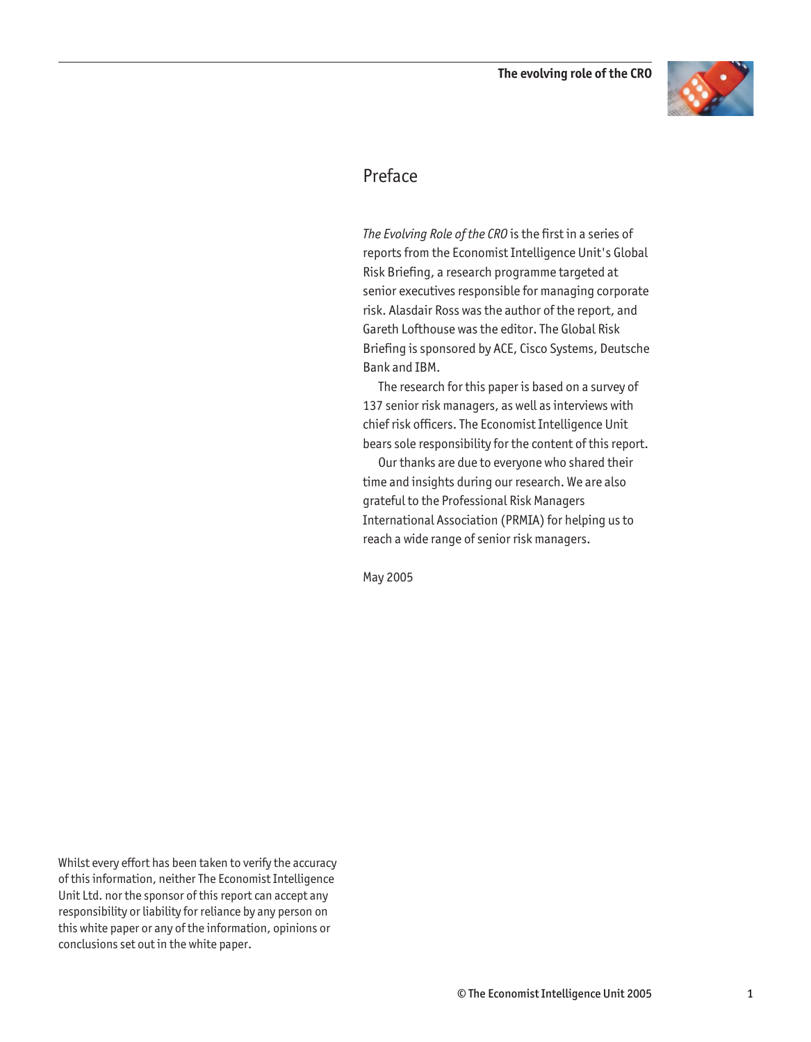# Preface

*The Evolving Role of the CRO* is the first in a series of reports from the Economist Intelligence Unit's Global Risk Briefing, a research programme targeted at senior executives responsible for managing corporate risk. Alasdair Ross was the author of the report, and Gareth Lofthouse was the editor. The Global Risk Briefing is sponsored by ACE, Cisco Systems, Deutsche Bank and IBM.

The research for this paper is based on a survey of 137 senior risk managers, as well as interviews with chief risk officers. The Economist Intelligence Unit bears sole responsibility for the content of this report.

Our thanks are due to everyone who shared their time and insights during our research. We are also grateful to the Professional Risk Managers International Association (PRMIA) for helping us to reach a wide range of senior risk managers.

May 2005

Whilst every effort has been taken to verify the accuracy of this information, neither The Economist Intelligence Unit Ltd. nor the sponsor of this report can accept any responsibility or liability for reliance by any person on this white paper or any of the information, opinions or conclusions set out in the white paper.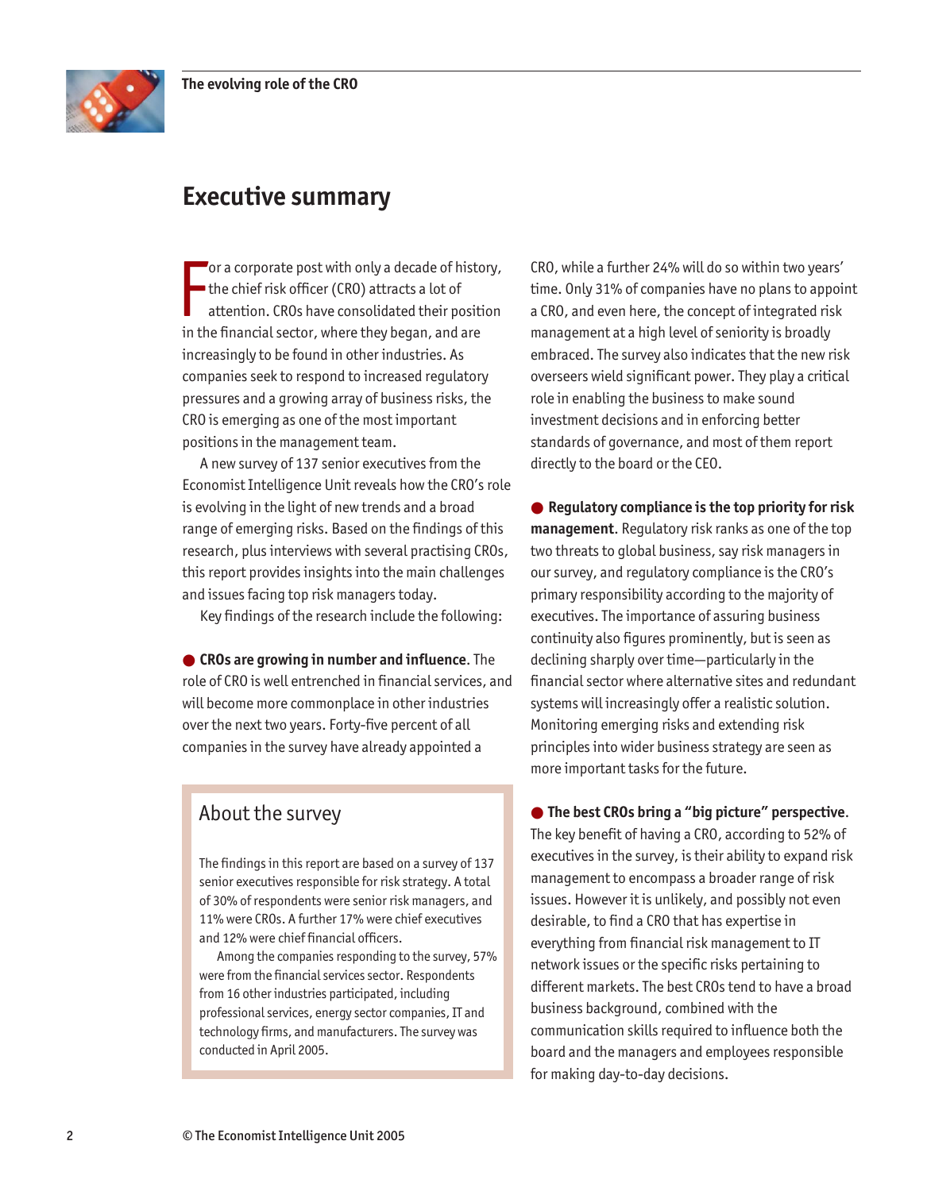# Executive summary

For a corporate post with only a decade of history, the chief risk officer (CRO) attracts a lot of attention. CROs have consolidated their position in the financial sector, where they began, and are increasingly to be found in other industries. As companies seek to respond to increased regulatory pressures and a growing array of business risks, the CRO is emerging as one of the most important positions in the management team.

A new survey of 137 senior executives from the Economist Intelligence Unit reveals how the CRO's role is evolving in the light of new trends and a broad range of emerging risks. Based on the findings of this research, plus interviews with several practising CROs, this report provides insights into the main challenges and issues facing top risk managers today.

Key findings of the research include the following:

● **CROs are growing in number and influence**. The role of CRO is well entrenched in financial services, and will become more commonplace in other industries over the next two years. Forty-five percent of all companies in the survey have already appointed a CRO, while a further 24% will do so within two years' time. Only 31% of companies have no plans to appoint a CRO, and even here, the concept of integrated risk management at a high level of seniority is broadly embraced. The survey also indicates that the new risk overseers wield significant power. They play a critical role in enabling the business to make sound investment decisions and in enforcing better standards of governance, and most of them report directly to the board or the CEO.

● **Regulatory compliance is the top priority for risk management**. Regulatory risk ranks as one of the top two threats to global business, say risk managers in our survey, and regulatory compliance is the CRO's primary responsibility according to the majority of executives. The importance of assuring business continuity also figures prominently, but is seen as declining sharply over time—particularly in the financial sector where alternative sites and redundant systems will increasingly offer a realistic solution. Monitoring emerging risks and extending risk principles into wider business strategy are seen as more important tasks for the future.

● **The best CROs bring a "big picture" perspective**. The key benefit of having a CRO, according to 52% of executives in the survey, is their ability to expand risk management to encompass a broader range of risk issues. However it is unlikely, and possibly not even desirable, to find a CRO that has expertise in everything from financial risk management to IT network issues or the specific risks pertaining to different markets. The best CROs tend to have a broad business background, combined with the communication skills required to influence both the board and the managers and employees responsible for making day-to-day decisions.

## About the survey

The findings in this report are based on a survey of 137 senior executives responsible for risk strategy. A total of 30% of respondents were senior risk managers, and 11% were CROs. A further 17% were chief executives and 12% were chief financial officers.

Among the companies responding to the survey, 57% were from the financial services sector. Respondents from 16 other industries participated, including professional services, energy sector companies, IT and technology firms, and manufacturers. The survey was conducted in April 2005.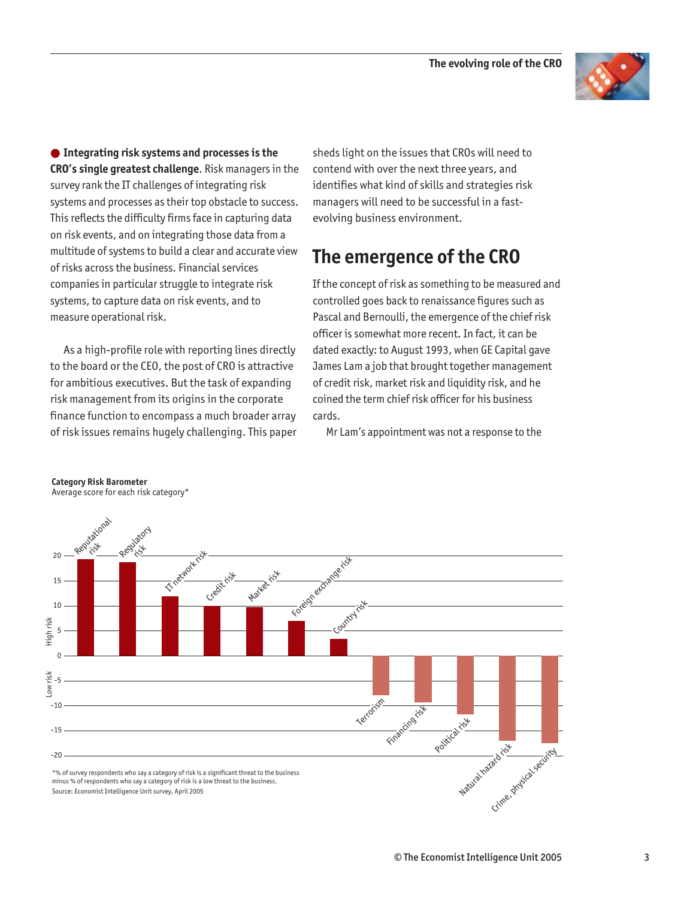● **Integrating risk systems and processes is the CRO's single greatest challenge**. Risk managers in the survey rank the IT challenges of integrating risk systems and processes as their top obstacle to success. This reflects the difficulty firms face in capturing data on risk events, and on integrating those data from a multitude of systems to build a clear and accurate view of risks across the business. Financial services companies in particular struggle to integrate risk systems, to capture data on risk events, and to measure operational risk.

As a high-profile role with reporting lines directly to the board or the CEO, the post of CRO is attractive for ambitious executives. But the task of expanding risk management from its origins in the corporate finance function to encompass a much broader array of risk issues remains hugely challenging. This paper sheds light on the issues that CROs will need to contend with over the next three years, and identifies what kind of skills and strategies risk managers will need to be successful in a fast-evolving business environment.

## The emergence of the CRO

If the concept of risk as something to be measured and controlled goes back to renaissance figures such as Pascal and Bernoulli, the emergence of the chief risk officer is somewhat more recent. In fact, it can be dated exactly: to August 1993, when GE Capital gave James Lam a job that brought together management of credit risk, market risk and liquidity risk, and he coined the term chief risk officer for his business cards.

Mr Lam's appointment was not a response to the

**Category Risk Barometer**
Average score for each risk category*

| Risk category | Average score (approx.) |
| --- | --- |
| Reputational risk | 19 |
| Regulatory risk | 19 |
| IT network risk | 12 |
| Credit risk | 10 |
| Market risk | 10 |
| Foreign exchange risk | 7 |
| Country risk | 3 |
| Terrorism | -8 |
| Financing risk | -9 |
| Political risk | -12 |
| Natural hazard risk | -17 |
| Crime, physical security | -17 |

(Positive values: High risk; negative values: Low risk)

*% of survey respondents who say a category of risk is a significant threat to the business minus % of respondents who say a category of risk is a low threat to the business.
Source: Economist Intelligence Unit survey, April 2005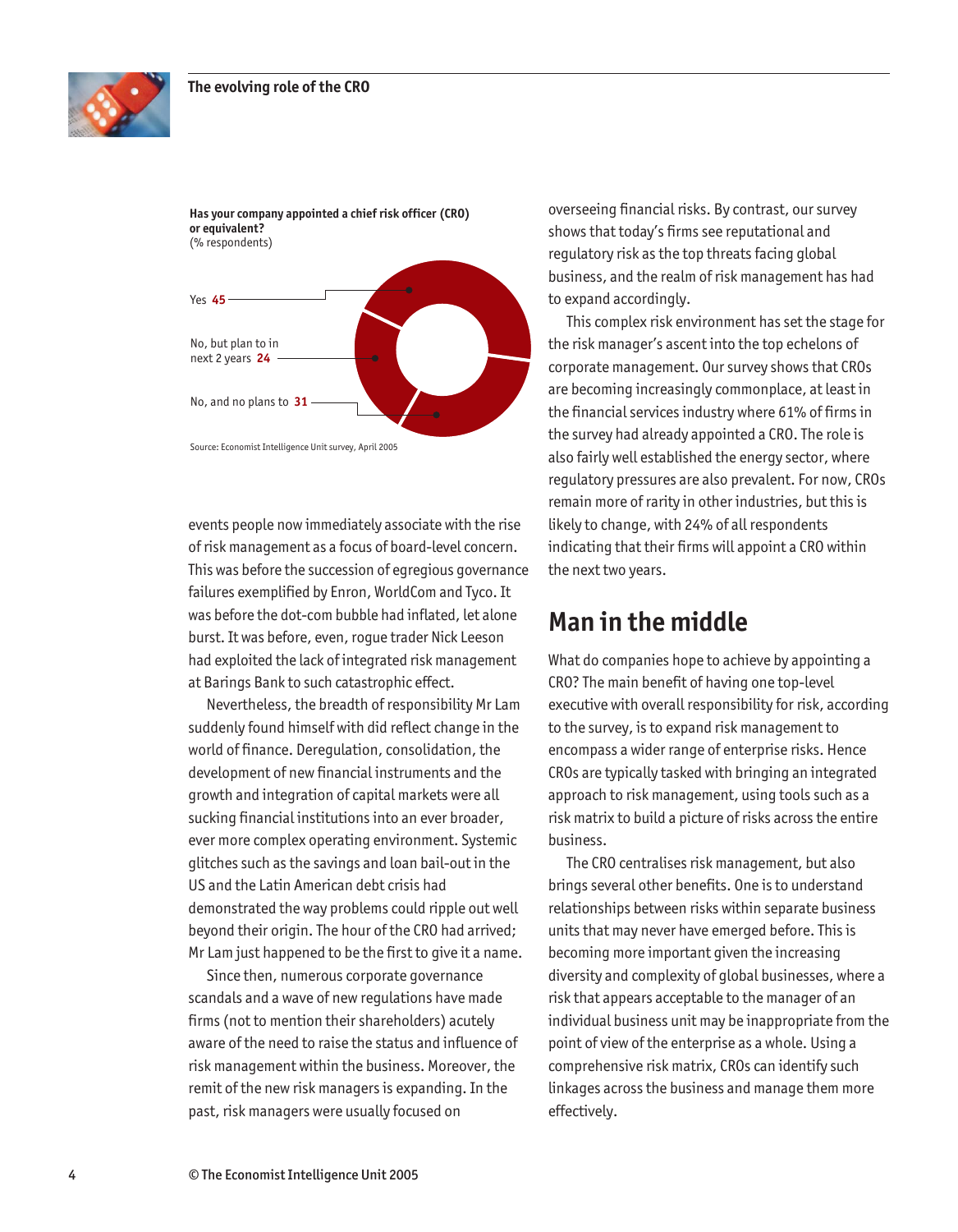**Has your company appointed a chief risk officer (CRO) or equivalent?**
(% respondents)

| Response | % |
|---|---|
| Yes | 45 |
| No, but plan to in next 2 years | 24 |
| No, and no plans to | 31 |

Source: Economist Intelligence Unit survey, April 2005

events people now immediately associate with the rise of risk management as a focus of board-level concern. This was before the succession of egregious governance failures exemplified by Enron, WorldCom and Tyco. It was before the dot-com bubble had inflated, let alone burst. It was before, even, rogue trader Nick Leeson had exploited the lack of integrated risk management at Barings Bank to such catastrophic effect.

Nevertheless, the breadth of responsibility Mr Lam suddenly found himself with did reflect change in the world of finance. Deregulation, consolidation, the development of new financial instruments and the growth and integration of capital markets were all sucking financial institutions into an ever broader, ever more complex operating environment. Systemic glitches such as the savings and loan bail-out in the US and the Latin American debt crisis had demonstrated the way problems could ripple out well beyond their origin. The hour of the CRO had arrived; Mr Lam just happened to be the first to give it a name.

Since then, numerous corporate governance scandals and a wave of new regulations have made firms (not to mention their shareholders) acutely aware of the need to raise the status and influence of risk management within the business. Moreover, the remit of the new risk managers is expanding. In the past, risk managers were usually focused on overseeing financial risks. By contrast, our survey shows that today's firms see reputational and regulatory risk as the top threats facing global business, and the realm of risk management has had to expand accordingly.

This complex risk environment has set the stage for the risk manager's ascent into the top echelons of corporate management. Our survey shows that CROs are becoming increasingly commonplace, at least in the financial services industry where 61% of firms in the survey had already appointed a CRO. The role is also fairly well established the energy sector, where regulatory pressures are also prevalent. For now, CROs remain more of rarity in other industries, but this is likely to change, with 24% of all respondents indicating that their firms will appoint a CRO within the next two years.

## Man in the middle

What do companies hope to achieve by appointing a CRO? The main benefit of having one top-level executive with overall responsibility for risk, according to the survey, is to expand risk management to encompass a wider range of enterprise risks. Hence CROs are typically tasked with bringing an integrated approach to risk management, using tools such as a risk matrix to build a picture of risks across the entire business.

The CRO centralises risk management, but also brings several other benefits. One is to understand relationships between risks within separate business units that may never have emerged before. This is becoming more important given the increasing diversity and complexity of global businesses, where a risk that appears acceptable to the manager of an individual business unit may be inappropriate from the point of view of the enterprise as a whole. Using a comprehensive risk matrix, CROs can identify such linkages across the business and manage them more effectively.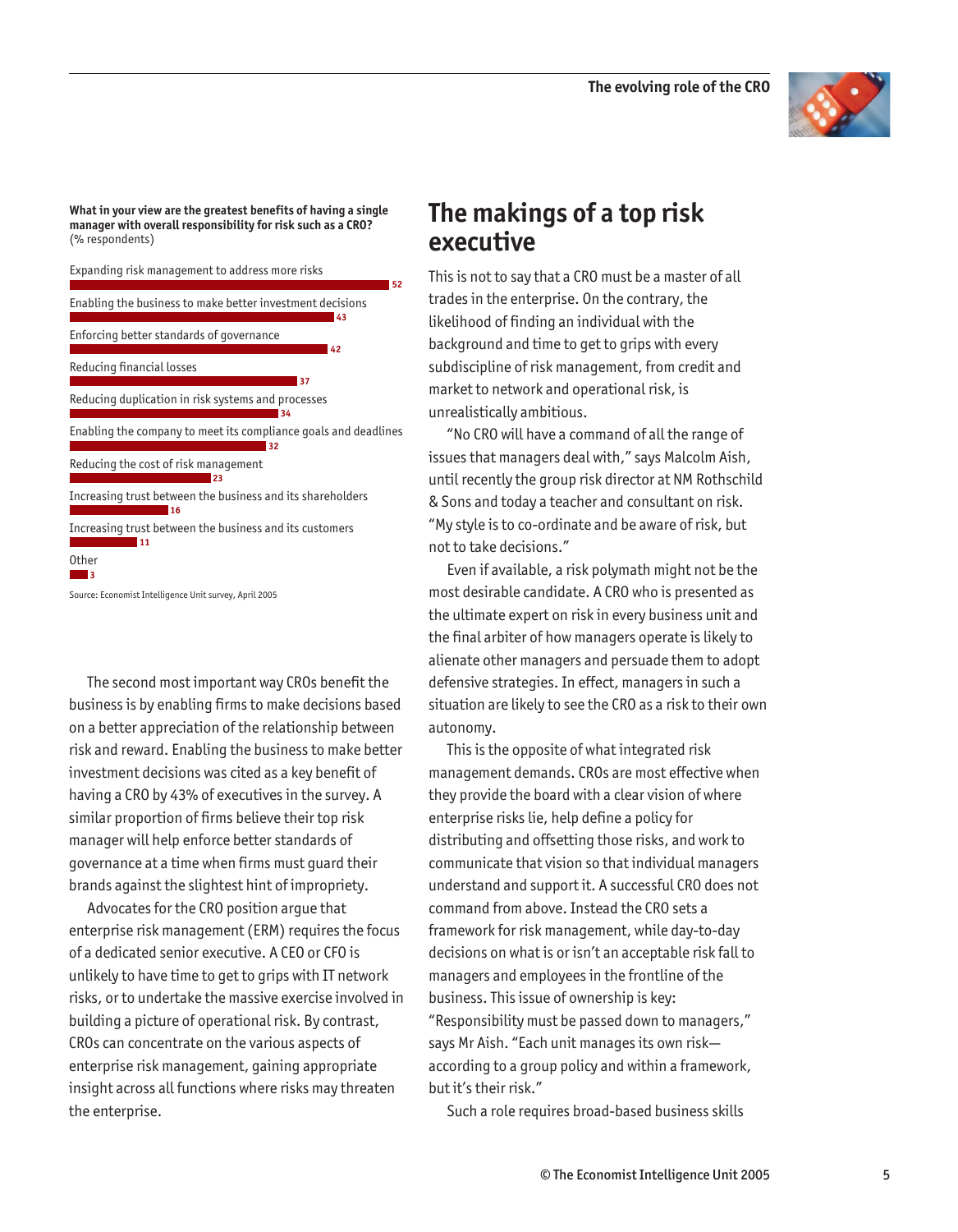**What in your view are the greatest benefits of having a single manager with overall responsibility for risk such as a CRO?**
(% respondents)

| Benefit | % |
| --- | --- |
| Expanding risk management to address more risks | 52 |
| Enabling the business to make better investment decisions | 43 |
| Enforcing better standards of governance | 42 |
| Reducing financial losses | 37 |
| Reducing duplication in risk systems and processes | 34 |
| Enabling the company to meet its compliance goals and deadlines | 32 |
| Reducing the cost of risk management | 23 |
| Increasing trust between the business and its shareholders | 16 |
| Increasing trust between the business and its customers | 11 |
| Other | 3 |

Source: Economist Intelligence Unit survey, April 2005

The second most important way CROs benefit the business is by enabling firms to make decisions based on a better appreciation of the relationship between risk and reward. Enabling the business to make better investment decisions was cited as a key benefit of having a CRO by 43% of executives in the survey. A similar proportion of firms believe their top risk manager will help enforce better standards of governance at a time when firms must guard their brands against the slightest hint of impropriety.

Advocates for the CRO position argue that enterprise risk management (ERM) requires the focus of a dedicated senior executive. A CEO or CFO is unlikely to have time to get to grips with IT network risks, or to undertake the massive exercise involved in building a picture of operational risk. By contrast, CROs can concentrate on the various aspects of enterprise risk management, gaining appropriate insight across all functions where risks may threaten the enterprise.

## The makings of a top risk executive

This is not to say that a CRO must be a master of all trades in the enterprise. On the contrary, the likelihood of finding an individual with the background and time to get to grips with every subdiscipline of risk management, from credit and market to network and operational risk, is unrealistically ambitious.

"No CRO will have a command of all the range of issues that managers deal with," says Malcolm Aish, until recently the group risk director at NM Rothschild & Sons and today a teacher and consultant on risk. "My style is to co-ordinate and be aware of risk, but not to take decisions."

Even if available, a risk polymath might not be the most desirable candidate. A CRO who is presented as the ultimate expert on risk in every business unit and the final arbiter of how managers operate is likely to alienate other managers and persuade them to adopt defensive strategies. In effect, managers in such a situation are likely to see the CRO as a risk to their own autonomy.

This is the opposite of what integrated risk management demands. CROs are most effective when they provide the board with a clear vision of where enterprise risks lie, help define a policy for distributing and offsetting those risks, and work to communicate that vision so that individual managers understand and support it. A successful CRO does not command from above. Instead the CRO sets a framework for risk management, while day-to-day decisions on what is or isn't an acceptable risk fall to managers and employees in the frontline of the business. This issue of ownership is key: "Responsibility must be passed down to managers," says Mr Aish. "Each unit manages its own risk—according to a group policy and within a framework, but it's their risk."

Such a role requires broad-based business skills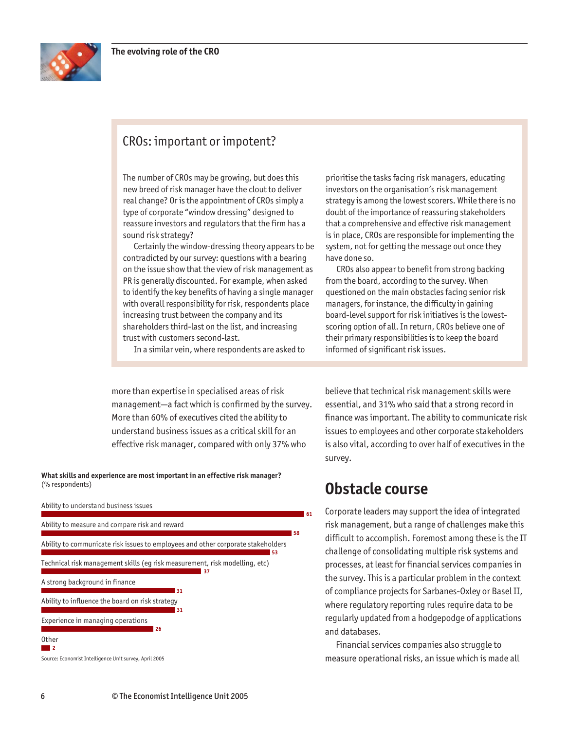## CROs: important or impotent?

The number of CROs may be growing, but does this new breed of risk manager have the clout to deliver real change? Or is the appointment of CROs simply a type of corporate "window dressing" designed to reassure investors and regulators that the firm has a sound risk strategy?

Certainly the window-dressing theory appears to be contradicted by our survey: questions with a bearing on the issue show that the view of risk management as PR is generally discounted. For example, when asked to identify the key benefits of having a single manager with overall responsibility for risk, respondents place increasing trust between the company and its shareholders third-last on the list, and increasing trust with customers second-last.

In a similar vein, where respondents are asked to prioritise the tasks facing risk managers, educating investors on the organisation's risk management strategy is among the lowest scorers. While there is no doubt of the importance of reassuring stakeholders that a comprehensive and effective risk management is in place, CROs are responsible for implementing the system, not for getting the message out once they have done so.

CROs also appear to benefit from strong backing from the board, according to the survey. When questioned on the main obstacles facing senior risk managers, for instance, the difficulty in gaining board-level support for risk initiatives is the lowest-scoring option of all. In return, CROs believe one of their primary responsibilities is to keep the board informed of significant risk issues.

more than expertise in specialised areas of risk management—a fact which is confirmed by the survey. More than 60% of executives cited the ability to understand business issues as a critical skill for an effective risk manager, compared with only 37% who believe that technical risk management skills were essential, and 31% who said that a strong record in finance was important. The ability to communicate risk issues to employees and other corporate stakeholders is also vital, according to over half of executives in the survey.

**What skills and experience are most important in an effective risk manager?**
(% respondents)

| Skill/experience | % |
|---|---|
| Ability to understand business issues | 61 |
| Ability to measure and compare risk and reward | 58 |
| Ability to communicate risk issues to employees and other corporate stakeholders | 53 |
| Technical risk management skills (eg risk measurement, risk modelling, etc) | 37 |
| A strong background in finance | 31 |
| Ability to influence the board on risk strategy | 31 |
| Experience in managing operations | 26 |
| Other | 2 |

Source: Economist Intelligence Unit survey, April 2005

## Obstacle course

Corporate leaders may support the idea of integrated risk management, but a range of challenges make this difficult to accomplish. Foremost among these is the IT challenge of consolidating multiple risk systems and processes, at least for financial services companies in the survey. This is a particular problem in the context of compliance projects for Sarbanes-Oxley or Basel II, where regulatory reporting rules require data to be regularly updated from a hodgepodge of applications and databases.

Financial services companies also struggle to measure operational risks, an issue which is made all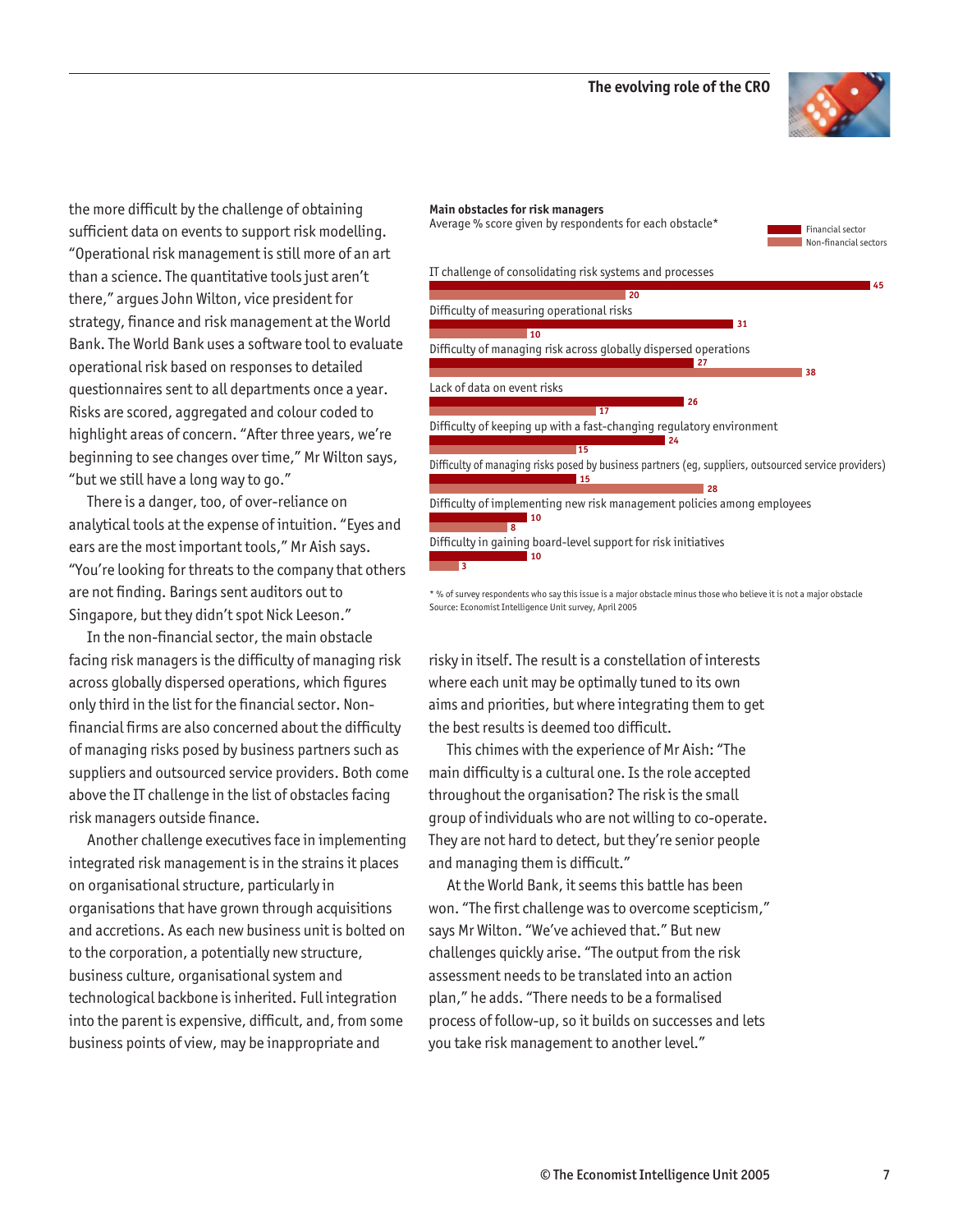the more difficult by the challenge of obtaining sufficient data on events to support risk modelling. "Operational risk management is still more of an art than a science. The quantitative tools just aren't there," argues John Wilton, vice president for strategy, finance and risk management at the World Bank. The World Bank uses a software tool to evaluate operational risk based on responses to detailed questionnaires sent to all departments once a year. Risks are scored, aggregated and colour coded to highlight areas of concern. "After three years, we're beginning to see changes over time," Mr Wilton says, "but we still have a long way to go."

There is a danger, too, of over-reliance on analytical tools at the expense of intuition. "Eyes and ears are the most important tools," Mr Aish says. "You're looking for threats to the company that others are not finding. Barings sent auditors out to Singapore, but they didn't spot Nick Leeson."

In the non-financial sector, the main obstacle facing risk managers is the difficulty of managing risk across globally dispersed operations, which figures only third in the list for the financial sector. Non-financial firms are also concerned about the difficulty of managing risks posed by business partners such as suppliers and outsourced service providers. Both come above the IT challenge in the list of obstacles facing risk managers outside finance.

Another challenge executives face in implementing integrated risk management is in the strains it places on organisational structure, particularly in organisations that have grown through acquisitions and accretions. As each new business unit is bolted on to the corporation, a potentially new structure, business culture, organisational system and technological backbone is inherited. Full integration into the parent is expensive, difficult, and, from some business points of view, may be inappropriate and risky in itself. The result is a constellation of interests where each unit may be optimally tuned to its own aims and priorities, but where integrating them to get the best results is deemed too difficult.

This chimes with the experience of Mr Aish: "The main difficulty is a cultural one. Is the role accepted throughout the organisation? The risk is the small group of individuals who are not willing to co-operate. They are not hard to detect, but they're senior people and managing them is difficult."

At the World Bank, it seems this battle has been won. "The first challenge was to overcome scepticism," says Mr Wilton. "We've achieved that." But new challenges quickly arise. "The output from the risk assessment needs to be translated into an action plan," he adds. "There needs to be a formalised process of follow-up, so it builds on successes and lets you take risk management to another level."

**Main obstacles for risk managers**
Average % score given by respondents for each obstacle*

| Obstacle | Financial sector | Non-financial sectors |
| --- | --- | --- |
| IT challenge of consolidating risk systems and processes | 45 | 20 |
| Difficulty of measuring operational risks | 31 | 10 |
| Difficulty of managing risk across globally dispersed operations | 27 | 38 |
| Lack of data on event risks | 26 | 17 |
| Difficulty of keeping up with a fast-changing regulatory environment | 24 | 15 |
| Difficulty of managing risks posed by business partners (eg, suppliers, outsourced service providers) | 15 | 28 |
| Difficulty of implementing new risk management policies among employees | 10 | 8 |
| Difficulty in gaining board-level support for risk initiatives | 10 | 3 |

* % of survey respondents who say this issue is a major obstacle minus those who believe it is not a major obstacle
Source: Economist Intelligence Unit survey, April 2005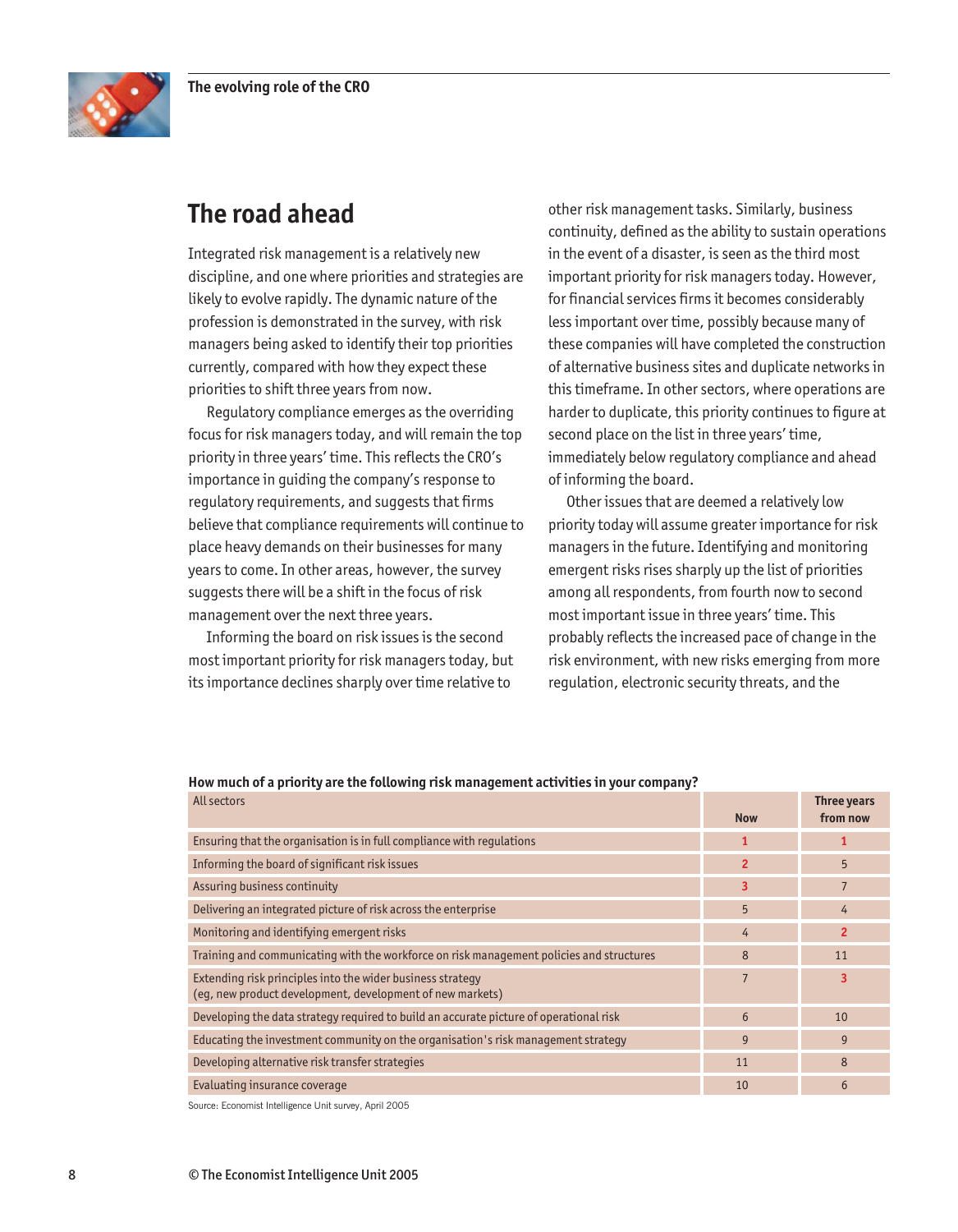## The road ahead

Integrated risk management is a relatively new discipline, and one where priorities and strategies are likely to evolve rapidly. The dynamic nature of the profession is demonstrated in the survey, with risk managers being asked to identify their top priorities currently, compared with how they expect these priorities to shift three years from now.

Regulatory compliance emerges as the overriding focus for risk managers today, and will remain the top priority in three years' time. This reflects the CRO's importance in guiding the company's response to regulatory requirements, and suggests that firms believe that compliance requirements will continue to place heavy demands on their businesses for many years to come. In other areas, however, the survey suggests there will be a shift in the focus of risk management over the next three years.

Informing the board on risk issues is the second most important priority for risk managers today, but its importance declines sharply over time relative to other risk management tasks. Similarly, business continuity, defined as the ability to sustain operations in the event of a disaster, is seen as the third most important priority for risk managers today. However, for financial services firms it becomes considerably less important over time, possibly because many of these companies will have completed the construction of alternative business sites and duplicate networks in this timeframe. In other sectors, where operations are harder to duplicate, this priority continues to figure at second place on the list in three years' time, immediately below regulatory compliance and ahead of informing the board.

Other issues that are deemed a relatively low priority today will assume greater importance for risk managers in the future. Identifying and monitoring emergent risks rises sharply up the list of priorities among all respondents, from fourth now to second most important issue in three years' time. This probably reflects the increased pace of change in the risk environment, with new risks emerging from more regulation, electronic security threats, and the

**How much of a priority are the following risk management activities in your company?**

| All sectors | Now | Three years from now |
|---|---|---|
| Ensuring that the organisation is in full compliance with regulations | 1 | 1 |
| Informing the board of significant risk issues | 2 | 5 |
| Assuring business continuity | 3 | 7 |
| Delivering an integrated picture of risk across the enterprise | 5 | 4 |
| Monitoring and identifying emergent risks | 4 | 2 |
| Training and communicating with the workforce on risk management policies and structures | 8 | 11 |
| Extending risk principles into the wider business strategy (eg, new product development, development of new markets) | 7 | 3 |
| Developing the data strategy required to build an accurate picture of operational risk | 6 | 10 |
| Educating the investment community on the organisation's risk management strategy | 9 | 9 |
| Developing alternative risk transfer strategies | 11 | 8 |
| Evaluating insurance coverage | 10 | 6 |

Source: Economist Intelligence Unit survey, April 2005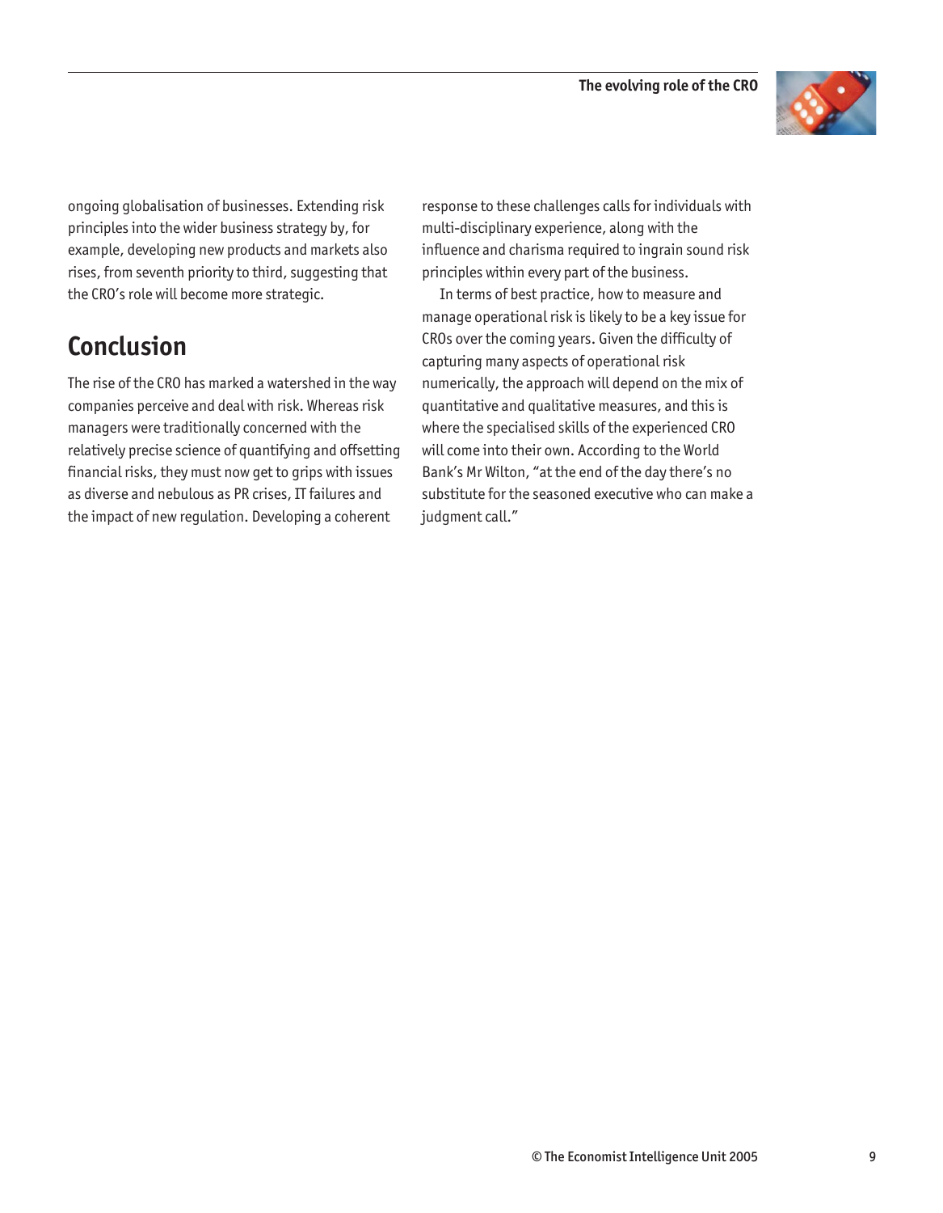ongoing globalisation of businesses. Extending risk principles into the wider business strategy by, for example, developing new products and markets also rises, from seventh priority to third, suggesting that the CRO's role will become more strategic.

## Conclusion

The rise of the CRO has marked a watershed in the way companies perceive and deal with risk. Whereas risk managers were traditionally concerned with the relatively precise science of quantifying and offsetting financial risks, they must now get to grips with issues as diverse and nebulous as PR crises, IT failures and the impact of new regulation. Developing a coherent response to these challenges calls for individuals with multi-disciplinary experience, along with the influence and charisma required to ingrain sound risk principles within every part of the business.

In terms of best practice, how to measure and manage operational risk is likely to be a key issue for CROs over the coming years. Given the difficulty of capturing many aspects of operational risk numerically, the approach will depend on the mix of quantitative and qualitative measures, and this is where the specialised skills of the experienced CRO will come into their own. According to the World Bank's Mr Wilton, "at the end of the day there's no substitute for the seasoned executive who can make a judgment call."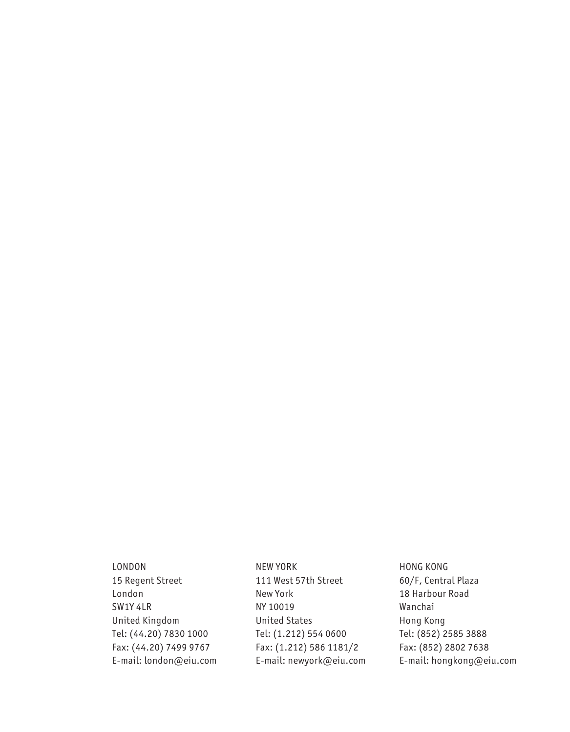LONDON
15 Regent Street
London
SW1Y 4LR
United Kingdom
Tel: (44.20) 7830 1000
Fax: (44.20) 7499 9767
E-mail: london@eiu.com

NEW YORK
111 West 57th Street
New York
NY 10019
United States
Tel: (1.212) 554 0600
Fax: (1.212) 586 1181/2
E-mail: newyork@eiu.com

HONG KONG
60/F, Central Plaza
18 Harbour Road
Wanchai
Hong Kong
Tel: (852) 2585 3888
Fax: (852) 2802 7638
E-mail: hongkong@eiu.com